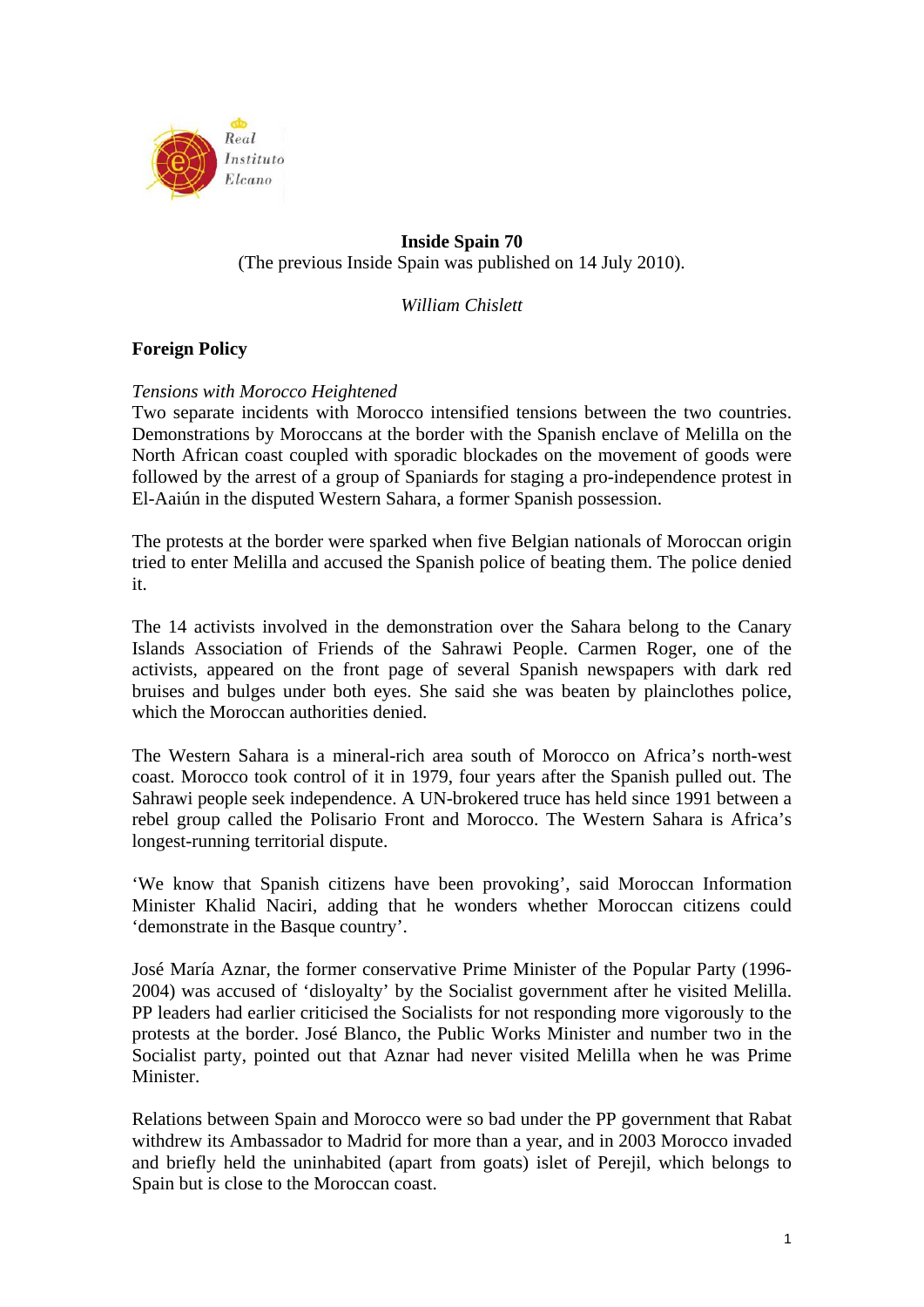Real Instituto Elcano

# Inside Spain 70

(The previous Inside Spain was published on 14 July 2010).

*William Chislett*

## Foreign Policy

### *Tensions with Morocco Heightened*

Two separate incidents with Morocco intensified tensions between the two countries. Demonstrations by Moroccans at the border with the Spanish enclave of Melilla on the North African coast coupled with sporadic blockades on the movement of goods were followed by the arrest of a group of Spaniards for staging a pro-independence protest in El-Aaiún in the disputed Western Sahara, a former Spanish possession.

The protests at the border were sparked when five Belgian nationals of Moroccan origin tried to enter Melilla and accused the Spanish police of beating them. The police denied it.

The 14 activists involved in the demonstration over the Sahara belong to the Canary Islands Association of Friends of the Sahrawi People. Carmen Roger, one of the activists, appeared on the front page of several Spanish newspapers with dark red bruises and bulges under both eyes. She said she was beaten by plainclothes police, which the Moroccan authorities denied.

The Western Sahara is a mineral-rich area south of Morocco on Africa's north-west coast. Morocco took control of it in 1979, four years after the Spanish pulled out. The Sahrawi people seek independence. A UN-brokered truce has held since 1991 between a rebel group called the Polisario Front and Morocco. The Western Sahara is Africa's longest-running territorial dispute.

'We know that Spanish citizens have been provoking', said Moroccan Information Minister Khalid Naciri, adding that he wonders whether Moroccan citizens could 'demonstrate in the Basque country'.

José María Aznar, the former conservative Prime Minister of the Popular Party (1996-2004) was accused of 'disloyalty' by the Socialist government after he visited Melilla. PP leaders had earlier criticised the Socialists for not responding more vigorously to the protests at the border. José Blanco, the Public Works Minister and number two in the Socialist party, pointed out that Aznar had never visited Melilla when he was Prime Minister.

Relations between Spain and Morocco were so bad under the PP government that Rabat withdrew its Ambassador to Madrid for more than a year, and in 2003 Morocco invaded and briefly held the uninhabited (apart from goats) islet of Perejil, which belongs to Spain but is close to the Moroccan coast.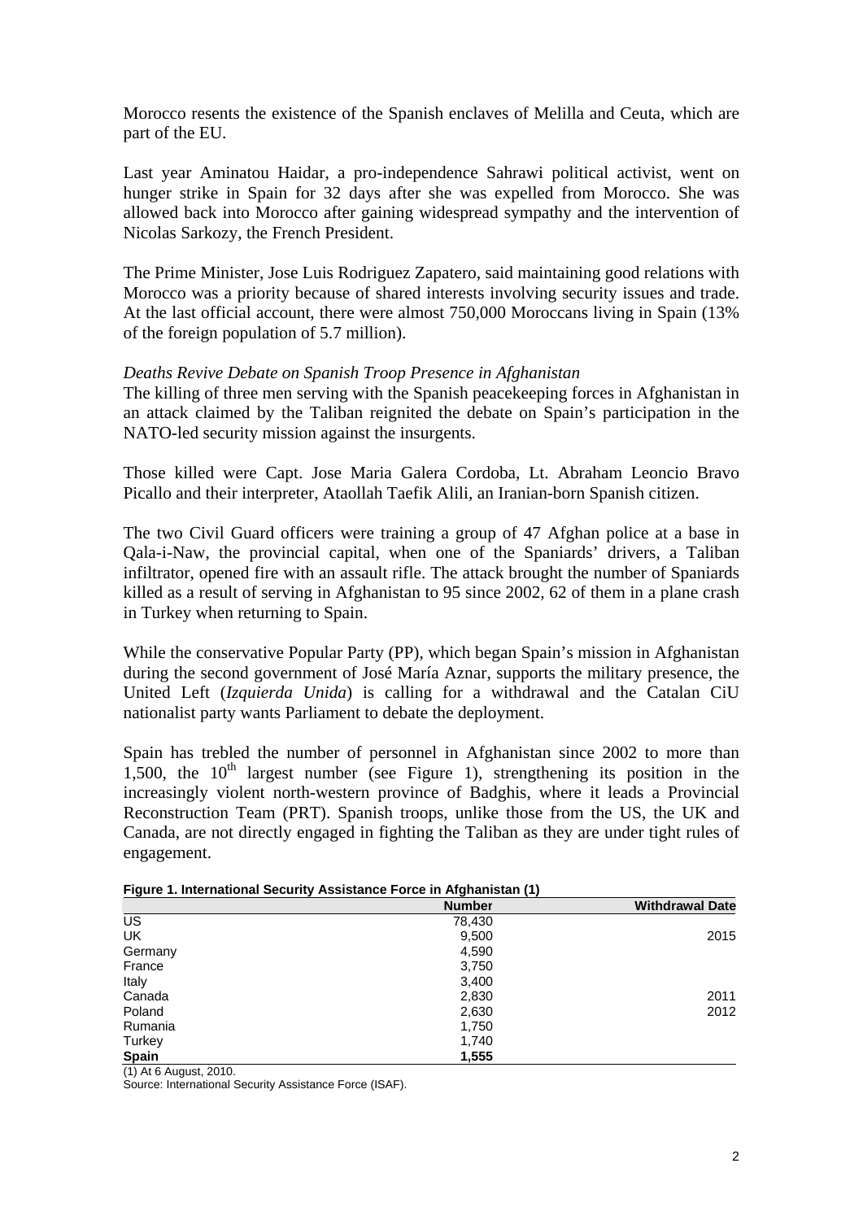Morocco resents the existence of the Spanish enclaves of Melilla and Ceuta, which are part of the EU.

Last year Aminatou Haidar, a pro-independence Sahrawi political activist, went on hunger strike in Spain for 32 days after she was expelled from Morocco. She was allowed back into Morocco after gaining widespread sympathy and the intervention of Nicolas Sarkozy, the French President.

The Prime Minister, Jose Luis Rodriguez Zapatero, said maintaining good relations with Morocco was a priority because of shared interests involving security issues and trade. At the last official account, there were almost 750,000 Moroccans living in Spain (13% of the foreign population of 5.7 million).

*Deaths Revive Debate on Spanish Troop Presence in Afghanistan*

The killing of three men serving with the Spanish peacekeeping forces in Afghanistan in an attack claimed by the Taliban reignited the debate on Spain's participation in the NATO-led security mission against the insurgents.

Those killed were Capt. Jose Maria Galera Cordoba, Lt. Abraham Leoncio Bravo Picallo and their interpreter, Ataollah Taefik Alili, an Iranian-born Spanish citizen.

The two Civil Guard officers were training a group of 47 Afghan police at a base in Qala-i-Naw, the provincial capital, when one of the Spaniards' drivers, a Taliban infiltrator, opened fire with an assault rifle. The attack brought the number of Spaniards killed as a result of serving in Afghanistan to 95 since 2002, 62 of them in a plane crash in Turkey when returning to Spain.

While the conservative Popular Party (PP), which began Spain's mission in Afghanistan during the second government of José María Aznar, supports the military presence, the United Left (*Izquierda Unida*) is calling for a withdrawal and the Catalan CiU nationalist party wants Parliament to debate the deployment.

Spain has trebled the number of personnel in Afghanistan since 2002 to more than 1,500, the 10th largest number (see Figure 1), strengthening its position in the increasingly violent north-western province of Badghis, where it leads a Provincial Reconstruction Team (PRT). Spanish troops, unlike those from the US, the UK and Canada, are not directly engaged in fighting the Taliban as they are under tight rules of engagement.

**Figure 1. International Security Assistance Force in Afghanistan (1)**

| | Number | Withdrawal Date |
|---|---|---|
| US | 78,430 | |
| UK | 9,500 | 2015 |
| Germany | 4,590 | |
| France | 3,750 | |
| Italy | 3,400 | |
| Canada | 2,830 | 2011 |
| Poland | 2,630 | 2012 |
| Rumania | 1,750 | |
| Turkey | 1,740 | |
| **Spain** | **1,555** | |

(1) At 6 August, 2010.

Source: International Security Assistance Force (ISAF).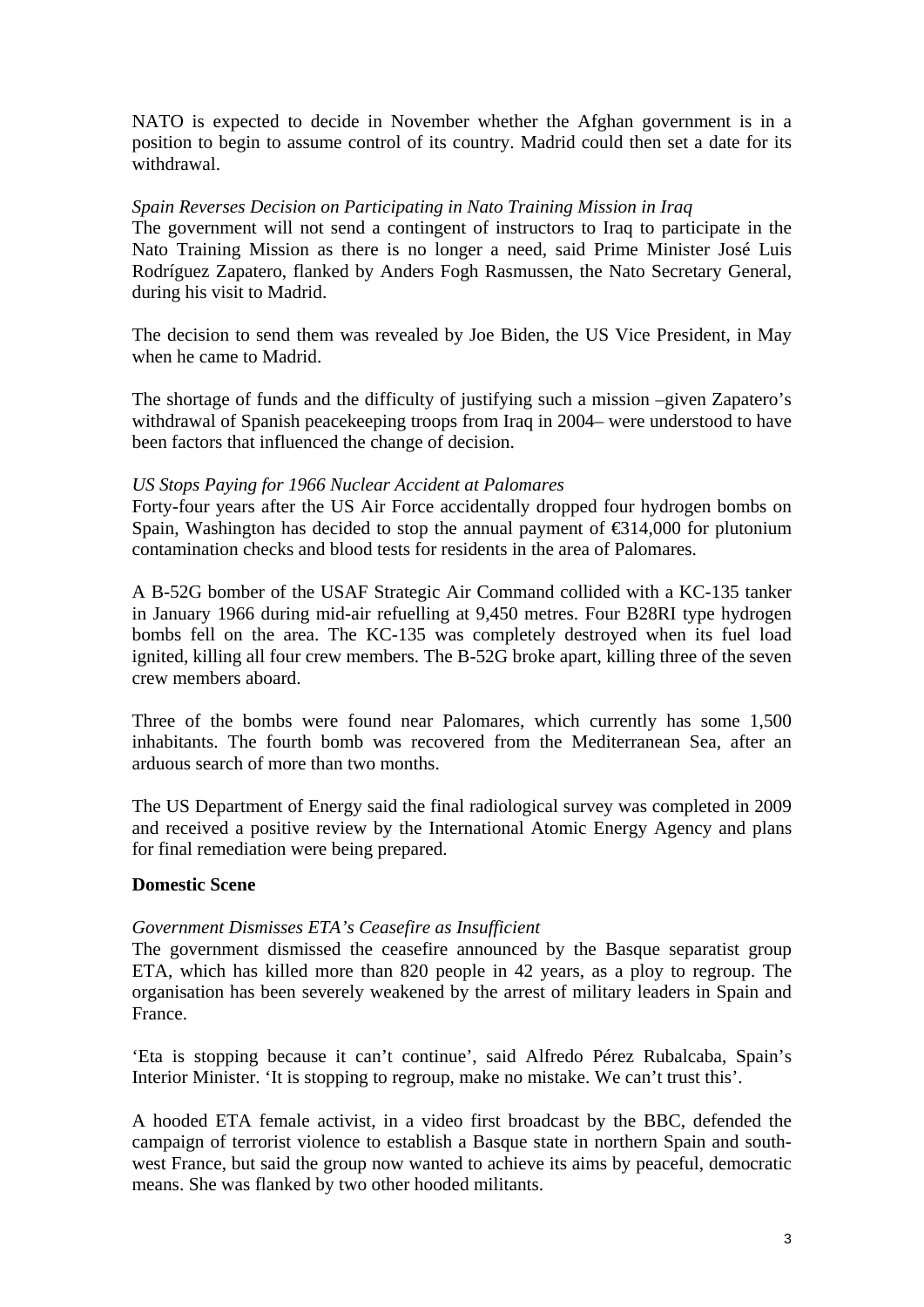NATO is expected to decide in November whether the Afghan government is in a position to begin to assume control of its country. Madrid could then set a date for its withdrawal.

*Spain Reverses Decision on Participating in Nato Training Mission in Iraq*

The government will not send a contingent of instructors to Iraq to participate in the Nato Training Mission as there is no longer a need, said Prime Minister José Luis Rodríguez Zapatero, flanked by Anders Fogh Rasmussen, the Nato Secretary General, during his visit to Madrid.

The decision to send them was revealed by Joe Biden, the US Vice President, in May when he came to Madrid.

The shortage of funds and the difficulty of justifying such a mission –given Zapatero's withdrawal of Spanish peacekeeping troops from Iraq in 2004– were understood to have been factors that influenced the change of decision.

*US Stops Paying for 1966 Nuclear Accident at Palomares*

Forty-four years after the US Air Force accidentally dropped four hydrogen bombs on Spain, Washington has decided to stop the annual payment of €314,000 for plutonium contamination checks and blood tests for residents in the area of Palomares.

A B-52G bomber of the USAF Strategic Air Command collided with a KC-135 tanker in January 1966 during mid-air refuelling at 9,450 metres. Four B28RI type hydrogen bombs fell on the area. The KC-135 was completely destroyed when its fuel load ignited, killing all four crew members. The B-52G broke apart, killing three of the seven crew members aboard.

Three of the bombs were found near Palomares, which currently has some 1,500 inhabitants. The fourth bomb was recovered from the Mediterranean Sea, after an arduous search of more than two months.

The US Department of Energy said the final radiological survey was completed in 2009 and received a positive review by the International Atomic Energy Agency and plans for final remediation were being prepared.

**Domestic Scene**

*Government Dismisses ETA's Ceasefire as Insufficient*

The government dismissed the ceasefire announced by the Basque separatist group ETA, which has killed more than 820 people in 42 years, as a ploy to regroup. The organisation has been severely weakened by the arrest of military leaders in Spain and France.

'Eta is stopping because it can't continue', said Alfredo Pérez Rubalcaba, Spain's Interior Minister. 'It is stopping to regroup, make no mistake. We can't trust this'.

A hooded ETA female activist, in a video first broadcast by the BBC, defended the campaign of terrorist violence to establish a Basque state in northern Spain and south-west France, but said the group now wanted to achieve its aims by peaceful, democratic means. She was flanked by two other hooded militants.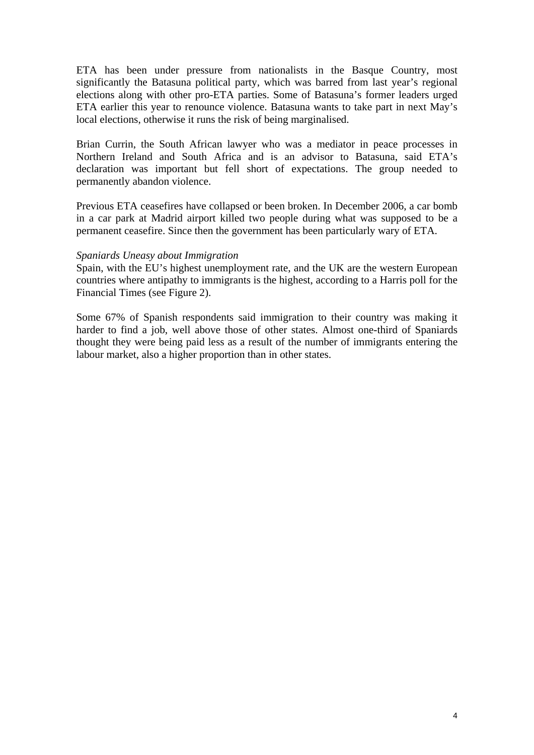ETA has been under pressure from nationalists in the Basque Country, most significantly the Batasuna political party, which was barred from last year's regional elections along with other pro-ETA parties. Some of Batasuna's former leaders urged ETA earlier this year to renounce violence. Batasuna wants to take part in next May's local elections, otherwise it runs the risk of being marginalised.

Brian Currin, the South African lawyer who was a mediator in peace processes in Northern Ireland and South Africa and is an advisor to Batasuna, said ETA's declaration was important but fell short of expectations. The group needed to permanently abandon violence.

Previous ETA ceasefires have collapsed or been broken. In December 2006, a car bomb in a car park at Madrid airport killed two people during what was supposed to be a permanent ceasefire. Since then the government has been particularly wary of ETA.

*Spaniards Uneasy about Immigration*

Spain, with the EU's highest unemployment rate, and the UK are the western European countries where antipathy to immigrants is the highest, according to a Harris poll for the Financial Times (see Figure 2).

Some 67% of Spanish respondents said immigration to their country was making it harder to find a job, well above those of other states. Almost one-third of Spaniards thought they were being paid less as a result of the number of immigrants entering the labour market, also a higher proportion than in other states.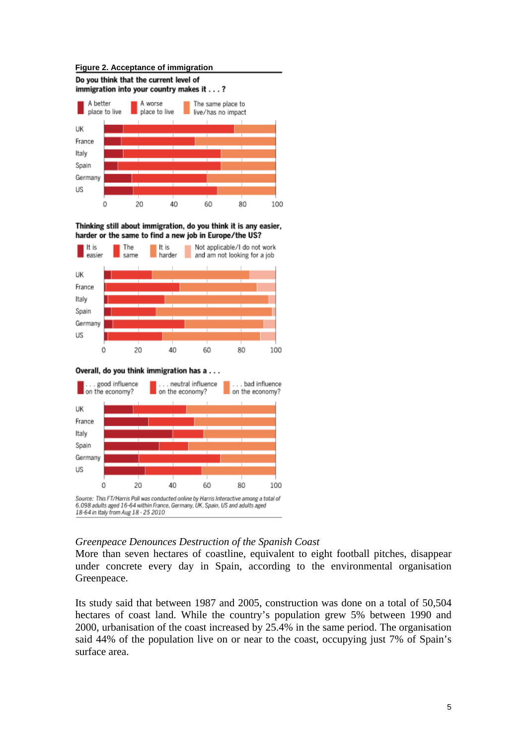**Figure 2. Acceptance of immigration**

**Do you think that the current level of immigration into your country makes it . . . ?**

A better place to live | A worse place to live | The same place to live/has no impact

UK, France, Italy, Spain, Germany, US

0 20 40 60 80 100

**Thinking still about immigration, do you think it is any easier, harder or the same to find a new job in Europe/the US?**

It is easier | The same | It is harder | Not applicable/I do not work and am not looking for a job

UK, France, Italy, Spain, Germany, US

0 20 40 60 80 100

**Overall, do you think immigration has a . . .**

. . . good influence on the economy? | . . . neutral influence on the economy? | . . . bad influence on the economy?

UK, France, Italy, Spain, Germany, US

0 20 40 60 80 100

*Source: This FT/Harris Poll was conducted online by Harris Interactive among a total of 6,098 adults aged 16-64 within France, Germany, UK, Spain, US and adults aged 18-64 in Italy from Aug 18 - 25 2010*

*Greenpeace Denounces Destruction of the Spanish Coast*

More than seven hectares of coastline, equivalent to eight football pitches, disappear under concrete every day in Spain, according to the environmental organisation Greenpeace.

Its study said that between 1987 and 2005, construction was done on a total of 50,504 hectares of coast land. While the country's population grew 5% between 1990 and 2000, urbanisation of the coast increased by 25.4% in the same period. The organisation said 44% of the population live on or near to the coast, occupying just 7% of Spain's surface area.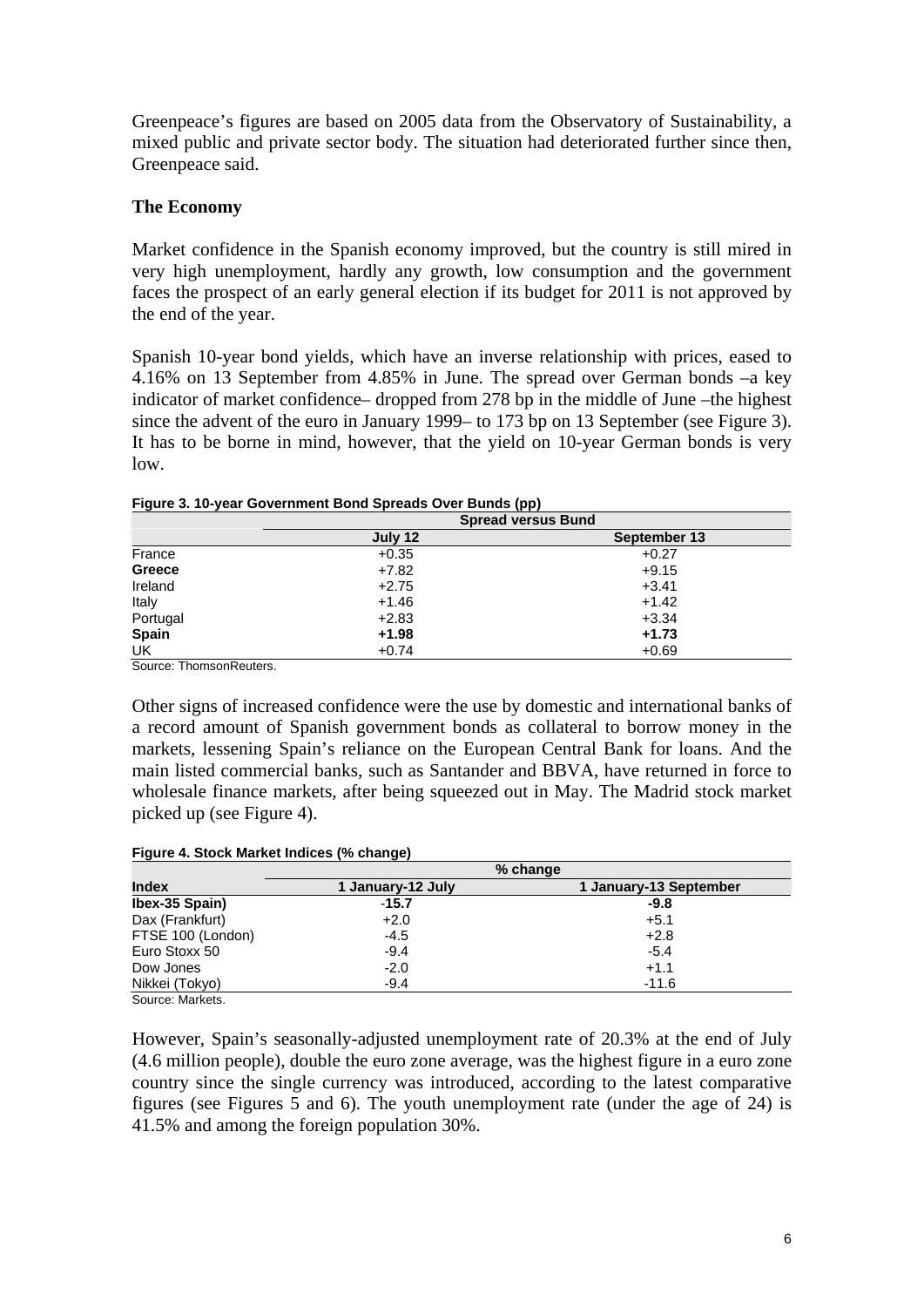Greenpeace's figures are based on 2005 data from the Observatory of Sustainability, a mixed public and private sector body. The situation had deteriorated further since then, Greenpeace said.

## The Economy

Market confidence in the Spanish economy improved, but the country is still mired in very high unemployment, hardly any growth, low consumption and the government faces the prospect of an early general election if its budget for 2011 is not approved by the end of the year.

Spanish 10-year bond yields, which have an inverse relationship with prices, eased to 4.16% on 13 September from 4.85% in June. The spread over German bonds –a key indicator of market confidence– dropped from 278 bp in the middle of June –the highest since the advent of the euro in January 1999– to 173 bp on 13 September (see Figure 3). It has to be borne in mind, however, that the yield on 10-year German bonds is very low.

**Figure 3. 10-year Government Bond Spreads Over Bunds (pp)**

| | Spread versus Bund | |
|---|---|---|
| | July 12 | September 13 |
| France | +0.35 | +0.27 |
| **Greece** | +7.82 | +9.15 |
| Ireland | +2.75 | +3.41 |
| Italy | +1.46 | +1.42 |
| Portugal | +2.83 | +3.34 |
| **Spain** | **+1.98** | **+1.73** |
| UK | +0.74 | +0.69 |

Source: ThomsonReuters.

Other signs of increased confidence were the use by domestic and international banks of a record amount of Spanish government bonds as collateral to borrow money in the markets, lessening Spain's reliance on the European Central Bank for loans. And the main listed commercial banks, such as Santander and BBVA, have returned in force to wholesale finance markets, after being squeezed out in May. The Madrid stock market picked up (see Figure 4).

**Figure 4. Stock Market Indices (% change)**

| | % change | |
|---|---|---|
| **Index** | **1 January-12 July** | **1 January-13 September** |
| **Ibex-35 Spain)** | **-15.7** | **-9.8** |
| Dax (Frankfurt) | +2.0 | +5.1 |
| FTSE 100 (London) | -4.5 | +2.8 |
| Euro Stoxx 50 | -9.4 | -5.4 |
| Dow Jones | -2.0 | +1.1 |
| Nikkei (Tokyo) | -9.4 | -11.6 |

Source: Markets.

However, Spain's seasonally-adjusted unemployment rate of 20.3% at the end of July (4.6 million people), double the euro zone average, was the highest figure in a euro zone country since the single currency was introduced, according to the latest comparative figures (see Figures 5 and 6). The youth unemployment rate (under the age of 24) is 41.5% and among the foreign population 30%.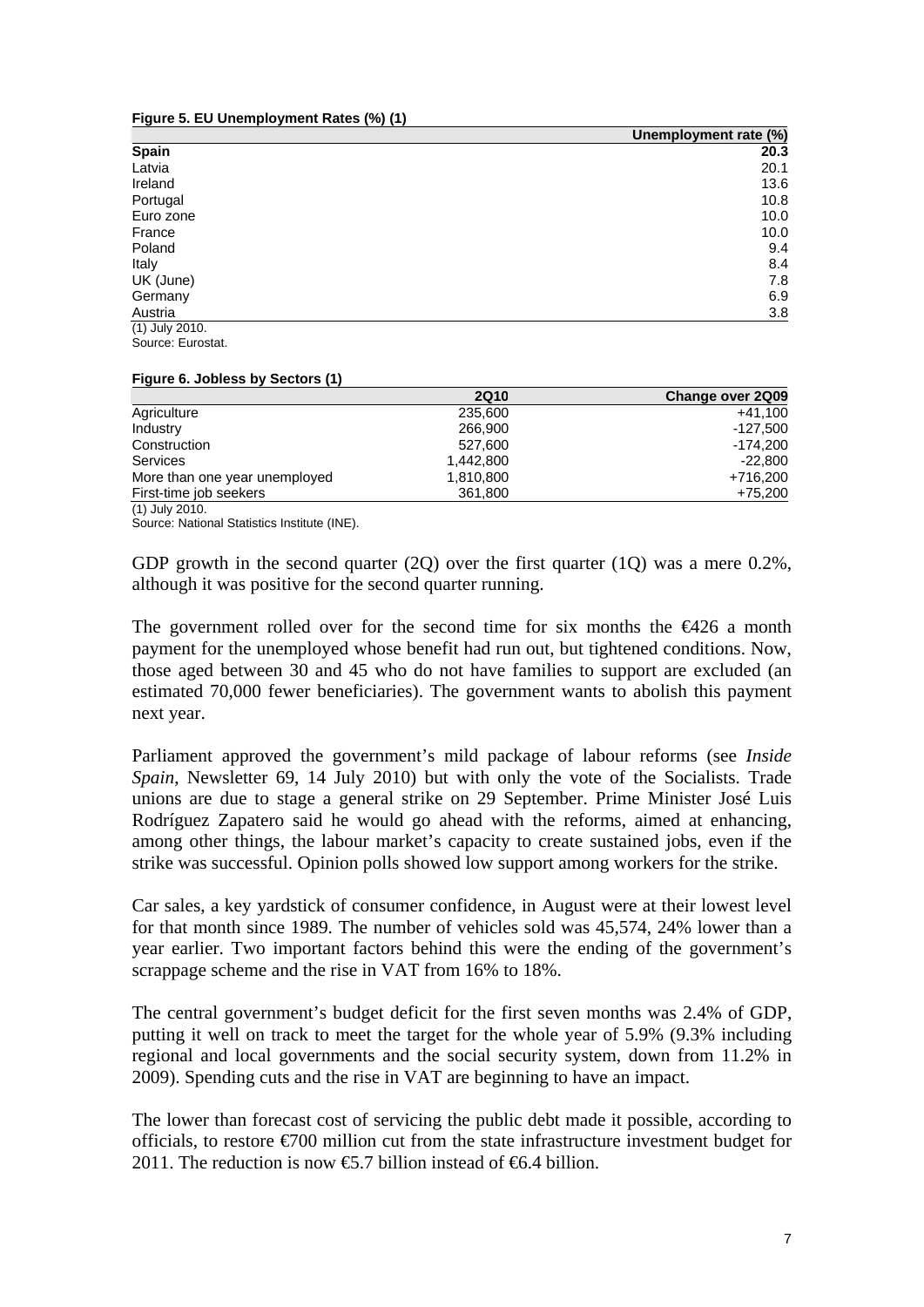**Figure 5. EU Unemployment Rates (%) (1)**

| | Unemployment rate (%) |
|---|---|
| **Spain** | **20.3** |
| Latvia | 20.1 |
| Ireland | 13.6 |
| Portugal | 10.8 |
| Euro zone | 10.0 |
| France | 10.0 |
| Poland | 9.4 |
| Italy | 8.4 |
| UK (June) | 7.8 |
| Germany | 6.9 |
| Austria | 3.8 |

(1) July 2010.
Source: Eurostat.

**Figure 6. Jobless by Sectors (1)**

| | 2Q10 | Change over 2Q09 |
|---|---|---|
| Agriculture | 235,600 | +41,100 |
| Industry | 266,900 | -127,500 |
| Construction | 527,600 | -174,200 |
| Services | 1,442,800 | -22,800 |
| More than one year unemployed | 1,810,800 | +716,200 |
| First-time job seekers | 361,800 | +75,200 |

(1) July 2010.
Source: National Statistics Institute (INE).

GDP growth in the second quarter (2Q) over the first quarter (1Q) was a mere 0.2%, although it was positive for the second quarter running.

The government rolled over for the second time for six months the €426 a month payment for the unemployed whose benefit had run out, but tightened conditions. Now, those aged between 30 and 45 who do not have families to support are excluded (an estimated 70,000 fewer beneficiaries). The government wants to abolish this payment next year.

Parliament approved the government's mild package of labour reforms (see *Inside Spain*, Newsletter 69, 14 July 2010) but with only the vote of the Socialists. Trade unions are due to stage a general strike on 29 September. Prime Minister José Luis Rodríguez Zapatero said he would go ahead with the reforms, aimed at enhancing, among other things, the labour market's capacity to create sustained jobs, even if the strike was successful. Opinion polls showed low support among workers for the strike.

Car sales, a key yardstick of consumer confidence, in August were at their lowest level for that month since 1989. The number of vehicles sold was 45,574, 24% lower than a year earlier. Two important factors behind this were the ending of the government's scrappage scheme and the rise in VAT from 16% to 18%.

The central government's budget deficit for the first seven months was 2.4% of GDP, putting it well on track to meet the target for the whole year of 5.9% (9.3% including regional and local governments and the social security system, down from 11.2% in 2009). Spending cuts and the rise in VAT are beginning to have an impact.

The lower than forecast cost of servicing the public debt made it possible, according to officials, to restore €700 million cut from the state infrastructure investment budget for 2011. The reduction is now €5.7 billion instead of €6.4 billion.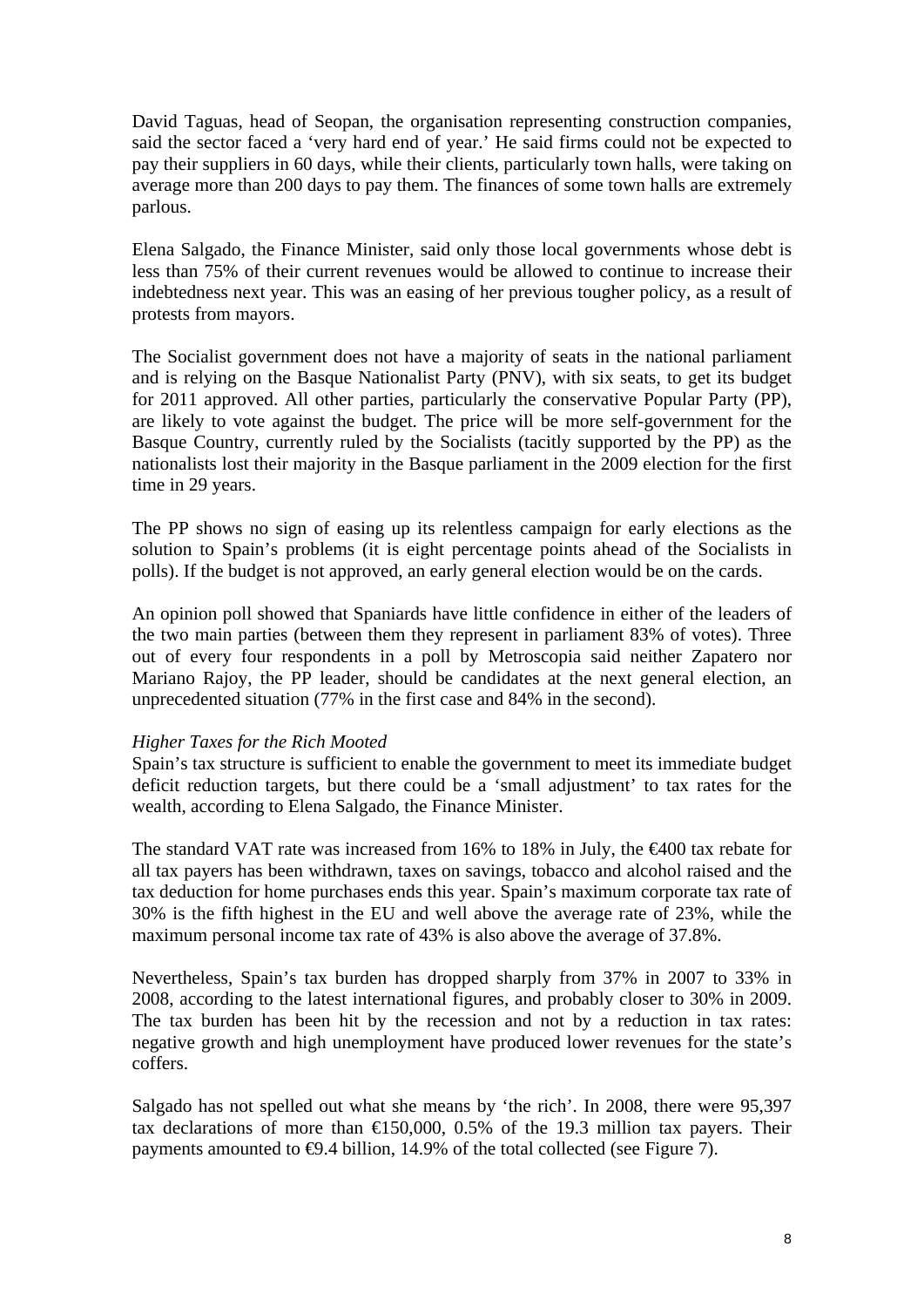David Taguas, head of Seopan, the organisation representing construction companies, said the sector faced a 'very hard end of year.' He said firms could not be expected to pay their suppliers in 60 days, while their clients, particularly town halls, were taking on average more than 200 days to pay them. The finances of some town halls are extremely parlous.

Elena Salgado, the Finance Minister, said only those local governments whose debt is less than 75% of their current revenues would be allowed to continue to increase their indebtedness next year. This was an easing of her previous tougher policy, as a result of protests from mayors.

The Socialist government does not have a majority of seats in the national parliament and is relying on the Basque Nationalist Party (PNV), with six seats, to get its budget for 2011 approved. All other parties, particularly the conservative Popular Party (PP), are likely to vote against the budget. The price will be more self-government for the Basque Country, currently ruled by the Socialists (tacitly supported by the PP) as the nationalists lost their majority in the Basque parliament in the 2009 election for the first time in 29 years.

The PP shows no sign of easing up its relentless campaign for early elections as the solution to Spain's problems (it is eight percentage points ahead of the Socialists in polls). If the budget is not approved, an early general election would be on the cards.

An opinion poll showed that Spaniards have little confidence in either of the leaders of the two main parties (between them they represent in parliament 83% of votes). Three out of every four respondents in a poll by Metroscopia said neither Zapatero nor Mariano Rajoy, the PP leader, should be candidates at the next general election, an unprecedented situation (77% in the first case and 84% in the second).

*Higher Taxes for the Rich Mooted*

Spain's tax structure is sufficient to enable the government to meet its immediate budget deficit reduction targets, but there could be a 'small adjustment' to tax rates for the wealth, according to Elena Salgado, the Finance Minister.

The standard VAT rate was increased from 16% to 18% in July, the €400 tax rebate for all tax payers has been withdrawn, taxes on savings, tobacco and alcohol raised and the tax deduction for home purchases ends this year. Spain's maximum corporate tax rate of 30% is the fifth highest in the EU and well above the average rate of 23%, while the maximum personal income tax rate of 43% is also above the average of 37.8%.

Nevertheless, Spain's tax burden has dropped sharply from 37% in 2007 to 33% in 2008, according to the latest international figures, and probably closer to 30% in 2009. The tax burden has been hit by the recession and not by a reduction in tax rates: negative growth and high unemployment have produced lower revenues for the state's coffers.

Salgado has not spelled out what she means by 'the rich'. In 2008, there were 95,397 tax declarations of more than €150,000, 0.5% of the 19.3 million tax payers. Their payments amounted to €9.4 billion, 14.9% of the total collected (see Figure 7).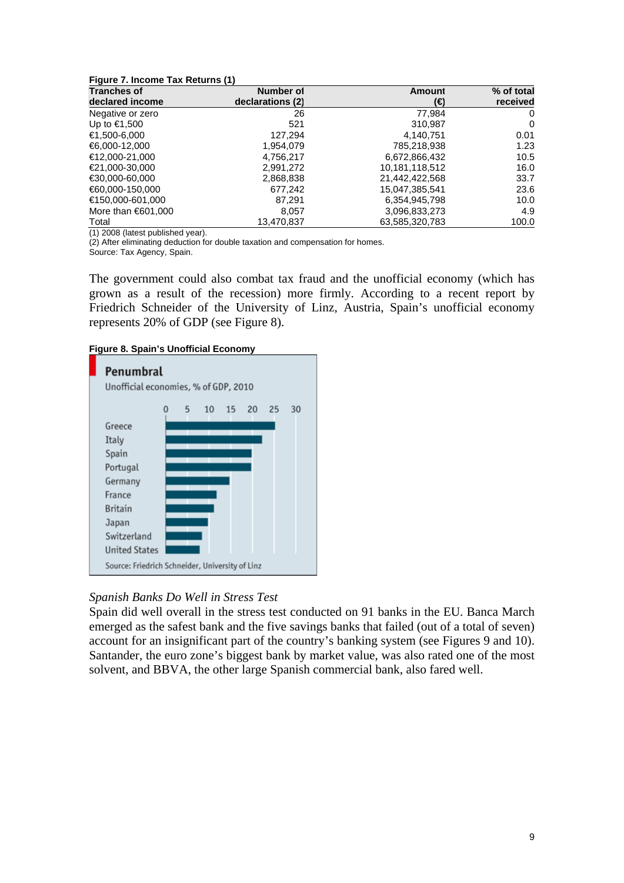**Figure 7. Income Tax Returns (1)**

| Tranches of declared income | Number of declarations (2) | Amount (€) | % of total received |
|---|---|---|---|
| Negative or zero | 26 | 77,984 | 0 |
| Up to €1,500 | 521 | 310,987 | 0 |
| €1,500-6,000 | 127,294 | 4,140,751 | 0.01 |
| €6,000-12,000 | 1,954,079 | 785,218,938 | 1.23 |
| €12,000-21,000 | 4,756,217 | 6,672,866,432 | 10.5 |
| €21,000-30,000 | 2,991,272 | 10,181,118,512 | 16.0 |
| €30,000-60,000 | 2,868,838 | 21,442,422,568 | 33.7 |
| €60,000-150,000 | 677,242 | 15,047,385,541 | 23.6 |
| €150,000-601,000 | 87,291 | 6,354,945,798 | 10.0 |
| More than €601,000 | 8,057 | 3,096,833,273 | 4.9 |
| Total | 13,470,837 | 63,585,320,783 | 100.0 |

(1) 2008 (latest published year).
(2) After eliminating deduction for double taxation and compensation for homes.
Source: Tax Agency, Spain.

The government could also combat tax fraud and the unofficial economy (which has grown as a result of the recession) more firmly. According to a recent report by Friedrich Schneider of the University of Linz, Austria, Spain's unofficial economy represents 20% of GDP (see Figure 8).

**Figure 8. Spain's Unofficial Economy**

**Penumbral**

Unofficial economies, % of GDP, 2010

| Country | % of GDP (approx.) |
|---|---|
| Greece | 25 |
| Italy | 22 |
| Spain | 20 |
| Portugal | 20 |
| Germany | 15 |
| France | 12 |
| Britain | 11 |
| Japan | 10 |
| Switzerland | 8 |
| United States | 8 |

Source: Friedrich Schneider, University of Linz

*Spanish Banks Do Well in Stress Test*

Spain did well overall in the stress test conducted on 91 banks in the EU. Banca March emerged as the safest bank and the five savings banks that failed (out of a total of seven) account for an insignificant part of the country's banking system (see Figures 9 and 10). Santander, the euro zone's biggest bank by market value, was also rated one of the most solvent, and BBVA, the other large Spanish commercial bank, also fared well.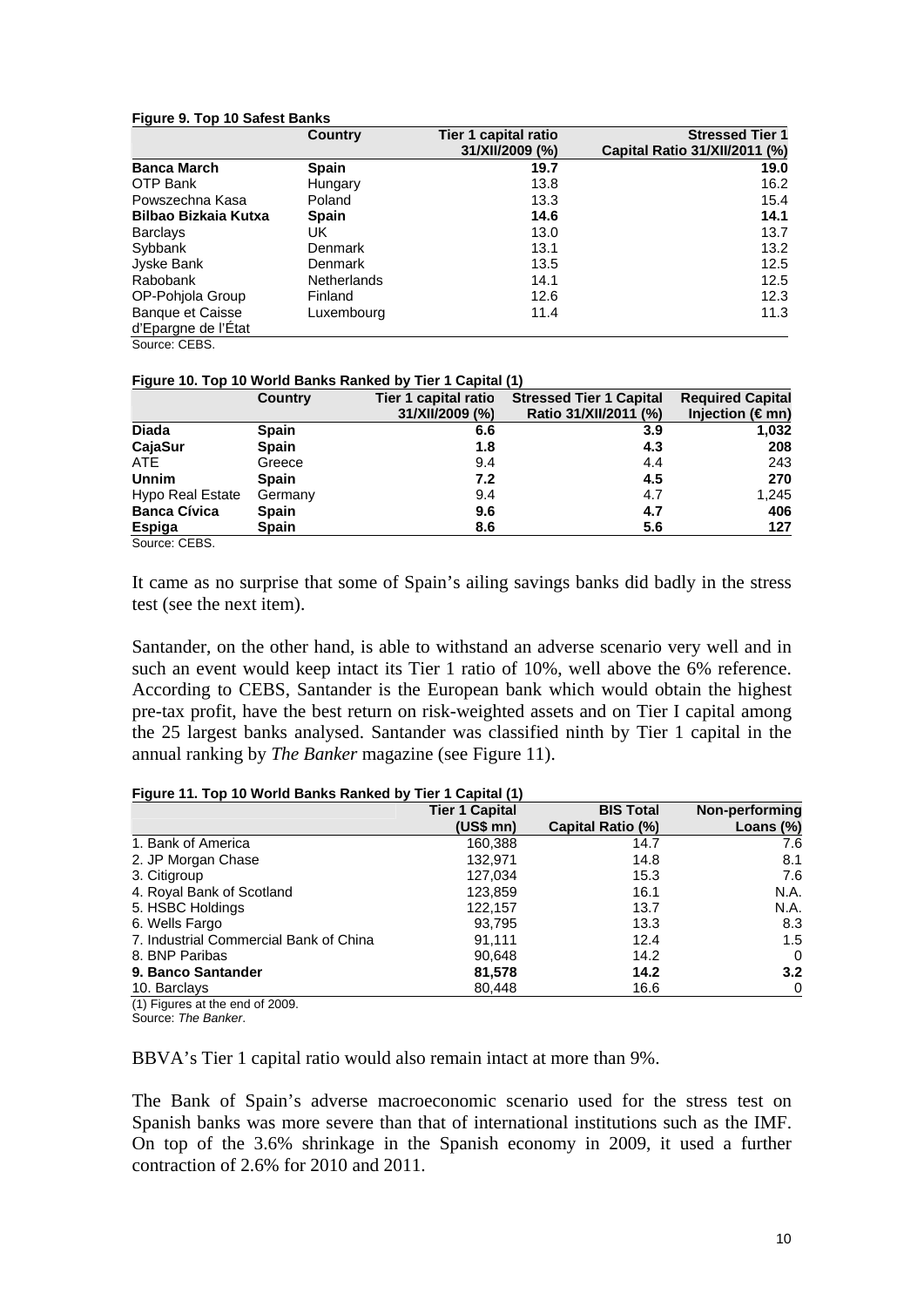**Figure 9. Top 10 Safest Banks**

| | Country | Tier 1 capital ratio 31/XII/2009 (%) | Stressed Tier 1 Capital Ratio 31/XII/2011 (%) |
|---|---|---|---|
| **Banca March** | **Spain** | **19.7** | **19.0** |
| OTP Bank | Hungary | 13.8 | 16.2 |
| Powszechna Kasa | Poland | 13.3 | 15.4 |
| **Bilbao Bizkaia Kutxa** | **Spain** | **14.6** | **14.1** |
| Barclays | UK | 13.0 | 13.7 |
| Sybbank | Denmark | 13.1 | 13.2 |
| Jyske Bank | Denmark | 13.5 | 12.5 |
| Rabobank | Netherlands | 14.1 | 12.5 |
| OP-Pohjola Group | Finland | 12.6 | 12.3 |
| Banque et Caisse d'Epargne de l'État | Luxembourg | 11.4 | 11.3 |

Source: CEBS.

**Figure 10. Top 10 World Banks Ranked by Tier 1 Capital (1)**

| | Country | Tier 1 capital ratio 31/XII/2009 (%) | Stressed Tier 1 Capital Ratio 31/XII/2011 (%) | Required Capital Injection (€ mn) |
|---|---|---|---|---|
| **Diada** | **Spain** | **6.6** | **3.9** | **1,032** |
| **CajaSur** | **Spain** | **1.8** | **4.3** | **208** |
| ATE | Greece | 9.4 | 4.4 | 243 |
| **Unnim** | **Spain** | **7.2** | **4.5** | **270** |
| Hypo Real Estate | Germany | 9.4 | 4.7 | 1,245 |
| **Banca Cívica** | **Spain** | **9.6** | **4.7** | **406** |
| **Espiga** | **Spain** | **8.6** | **5.6** | **127** |

Source: CEBS.

It came as no surprise that some of Spain's ailing savings banks did badly in the stress test (see the next item).

Santander, on the other hand, is able to withstand an adverse scenario very well and in such an event would keep intact its Tier 1 ratio of 10%, well above the 6% reference. According to CEBS, Santander is the European bank which would obtain the highest pre-tax profit, have the best return on risk-weighted assets and on Tier I capital among the 25 largest banks analysed. Santander was classified ninth by Tier 1 capital in the annual ranking by *The Banker* magazine (see Figure 11).

**Figure 11. Top 10 World Banks Ranked by Tier 1 Capital (1)**

| | Tier 1 Capital (US$ mn) | BIS Total Capital Ratio (%) | Non-performing Loans (%) |
|---|---|---|---|
| 1. Bank of America | 160,388 | 14.7 | 7.6 |
| 2. JP Morgan Chase | 132,971 | 14.8 | 8.1 |
| 3. Citigroup | 127,034 | 15.3 | 7.6 |
| 4. Royal Bank of Scotland | 123,859 | 16.1 | N.A. |
| 5. HSBC Holdings | 122,157 | 13.7 | N.A. |
| 6. Wells Fargo | 93,795 | 13.3 | 8.3 |
| 7. Industrial Commercial Bank of China | 91,111 | 12.4 | 1.5 |
| 8. BNP Paribas | 90,648 | 14.2 | 0 |
| **9. Banco Santander** | **81,578** | **14.2** | **3.2** |
| 10. Barclays | 80,448 | 16.6 | 0 |

(1) Figures at the end of 2009.
Source: *The Banker*.

BBVA's Tier 1 capital ratio would also remain intact at more than 9%.

The Bank of Spain's adverse macroeconomic scenario used for the stress test on Spanish banks was more severe than that of international institutions such as the IMF. On top of the 3.6% shrinkage in the Spanish economy in 2009, it used a further contraction of 2.6% for 2010 and 2011.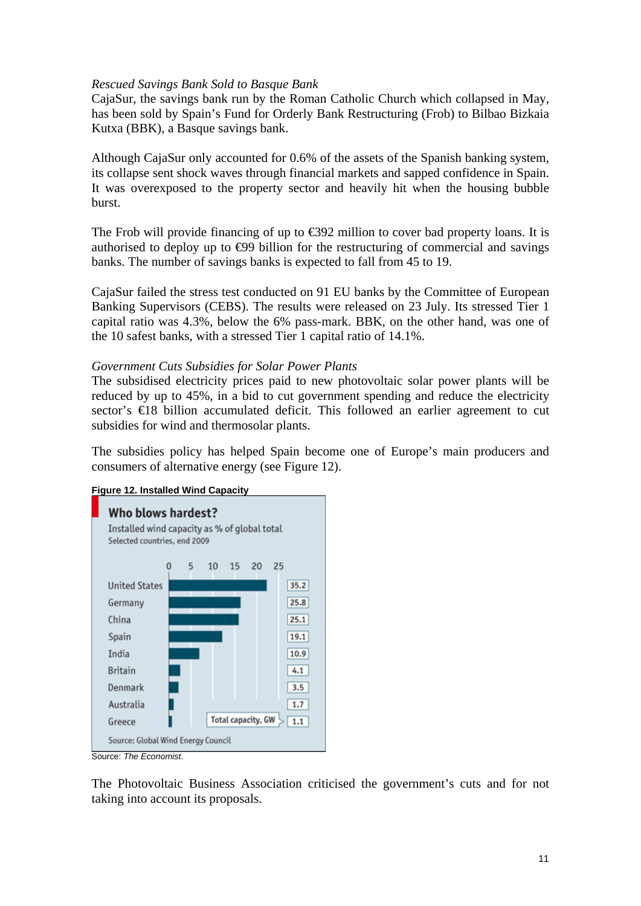*Rescued Savings Bank Sold to Basque Bank*

CajaSur, the savings bank run by the Roman Catholic Church which collapsed in May, has been sold by Spain's Fund for Orderly Bank Restructuring (Frob) to Bilbao Bizkaia Kutxa (BBK), a Basque savings bank.

Although CajaSur only accounted for 0.6% of the assets of the Spanish banking system, its collapse sent shock waves through financial markets and sapped confidence in Spain. It was overexposed to the property sector and heavily hit when the housing bubble burst.

The Frob will provide financing of up to €392 million to cover bad property loans. It is authorised to deploy up to €99 billion for the restructuring of commercial and savings banks. The number of savings banks is expected to fall from 45 to 19.

CajaSur failed the stress test conducted on 91 EU banks by the Committee of European Banking Supervisors (CEBS). The results were released on 23 July. Its stressed Tier 1 capital ratio was 4.3%, below the 6% pass-mark. BBK, on the other hand, was one of the 10 safest banks, with a stressed Tier 1 capital ratio of 14.1%.

*Government Cuts Subsidies for Solar Power Plants*

The subsidised electricity prices paid to new photovoltaic solar power plants will be reduced by up to 45%, in a bid to cut government spending and reduce the electricity sector's €18 billion accumulated deficit. This followed an earlier agreement to cut subsidies for wind and thermosolar plants.

The subsidies policy has helped Spain become one of Europe's main producers and consumers of alternative energy (see Figure 12).

**Figure 12. Installed Wind Capacity**

**Who blows hardest?**

Installed wind capacity as % of global total

Selected countries, end 2009

| Country | Total capacity, GW |
|---|---|
| United States | 35.2 |
| Germany | 25.8 |
| China | 25.1 |
| Spain | 19.1 |
| India | 10.9 |
| Britain | 4.1 |
| Denmark | 3.5 |
| Australia | 1.7 |
| Greece | 1.1 |

Source: Global Wind Energy Council

Source: *The Economist*.

The Photovoltaic Business Association criticised the government's cuts and for not taking into account its proposals.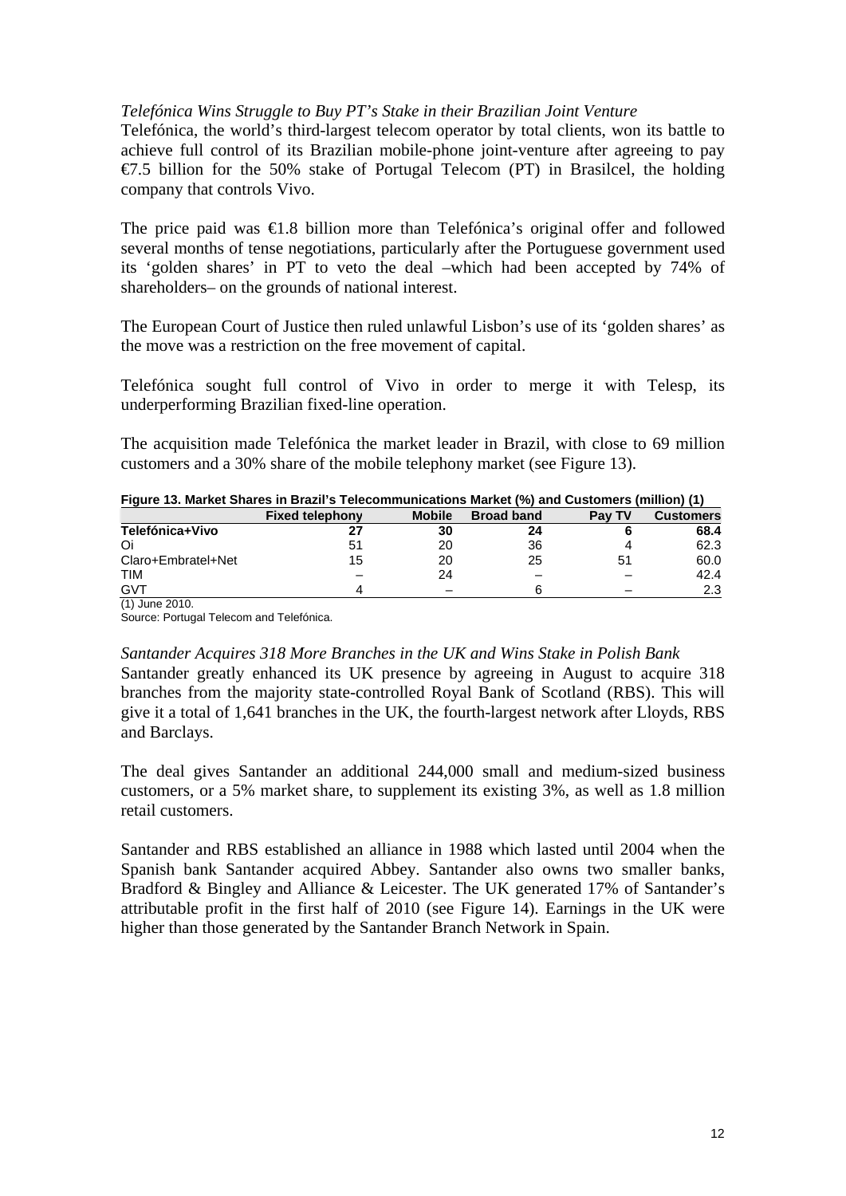*Telefónica Wins Struggle to Buy PT's Stake in their Brazilian Joint Venture*

Telefónica, the world's third-largest telecom operator by total clients, won its battle to achieve full control of its Brazilian mobile-phone joint-venture after agreeing to pay €7.5 billion for the 50% stake of Portugal Telecom (PT) in Brasilcel, the holding company that controls Vivo.

The price paid was €1.8 billion more than Telefónica's original offer and followed several months of tense negotiations, particularly after the Portuguese government used its 'golden shares' in PT to veto the deal –which had been accepted by 74% of shareholders– on the grounds of national interest.

The European Court of Justice then ruled unlawful Lisbon's use of its 'golden shares' as the move was a restriction on the free movement of capital.

Telefónica sought full control of Vivo in order to merge it with Telesp, its underperforming Brazilian fixed-line operation.

The acquisition made Telefónica the market leader in Brazil, with close to 69 million customers and a 30% share of the mobile telephony market (see Figure 13).

**Figure 13. Market Shares in Brazil's Telecommunications Market (%) and Customers (million) (1)**

| | Fixed telephony | Mobile | Broad band | Pay TV | Customers |
|---|---|---|---|---|---|
| **Telefónica+Vivo** | **27** | **30** | **24** | **6** | **68.4** |
| Oi | 51 | 20 | 36 | 4 | 62.3 |
| Claro+Embratel+Net | 15 | 20 | 25 | 51 | 60.0 |
| TIM | – | 24 | – | – | 42.4 |
| GVT | 4 | – | 6 | – | 2.3 |

(1) June 2010.

Source: Portugal Telecom and Telefónica.

*Santander Acquires 318 More Branches in the UK and Wins Stake in Polish Bank*

Santander greatly enhanced its UK presence by agreeing in August to acquire 318 branches from the majority state-controlled Royal Bank of Scotland (RBS). This will give it a total of 1,641 branches in the UK, the fourth-largest network after Lloyds, RBS and Barclays.

The deal gives Santander an additional 244,000 small and medium-sized business customers, or a 5% market share, to supplement its existing 3%, as well as 1.8 million retail customers.

Santander and RBS established an alliance in 1988 which lasted until 2004 when the Spanish bank Santander acquired Abbey. Santander also owns two smaller banks, Bradford & Bingley and Alliance & Leicester. The UK generated 17% of Santander's attributable profit in the first half of 2010 (see Figure 14). Earnings in the UK were higher than those generated by the Santander Branch Network in Spain.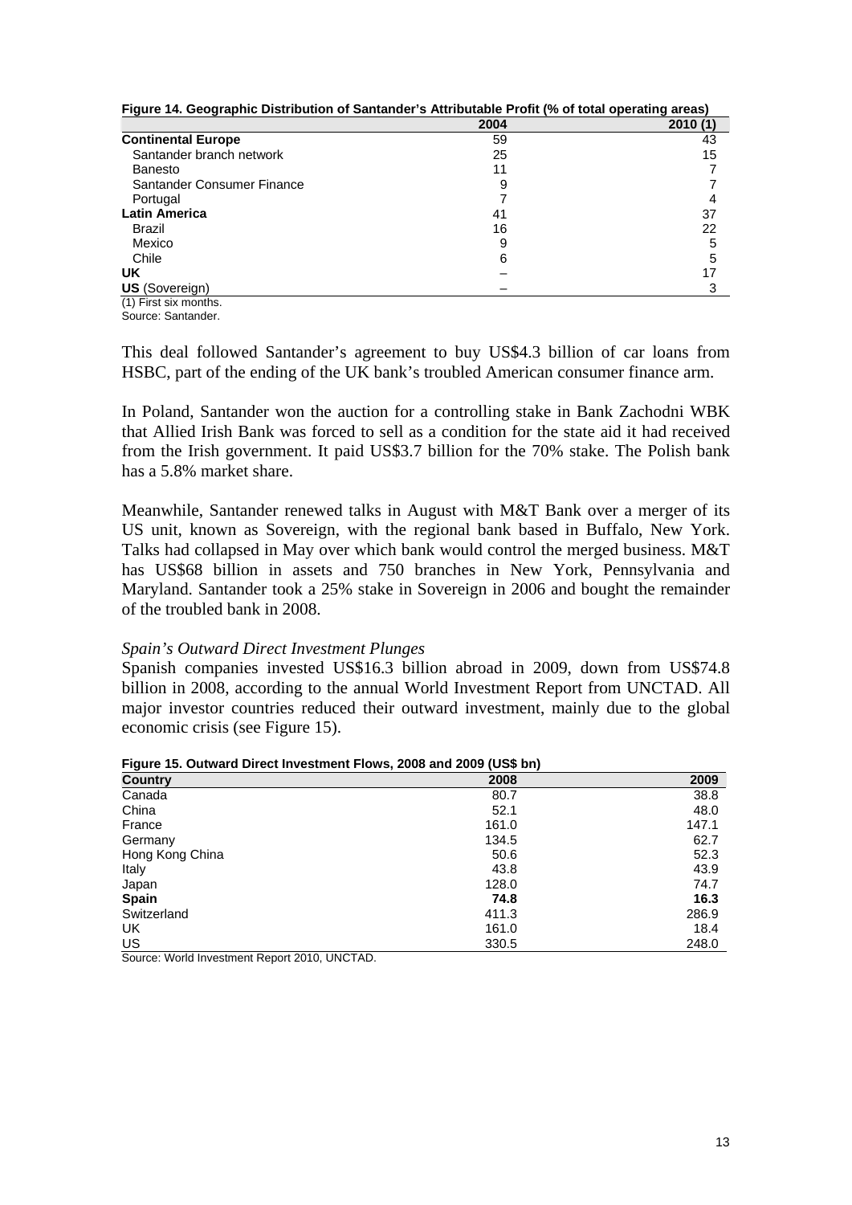**Figure 14. Geographic Distribution of Santander's Attributable Profit (% of total operating areas)**

| | 2004 | 2010 (1) |
|---|---|---|
| **Continental Europe** | 59 | 43 |
| Santander branch network | 25 | 15 |
| Banesto | 11 | 7 |
| Santander Consumer Finance | 9 | 7 |
| Portugal | 7 | 4 |
| **Latin America** | 41 | 37 |
| Brazil | 16 | 22 |
| Mexico | 9 | 5 |
| Chile | 6 | 5 |
| **UK** | – | 17 |
| **US** (Sovereign) | – | 3 |

(1) First six months.
Source: Santander.

This deal followed Santander's agreement to buy US$4.3 billion of car loans from HSBC, part of the ending of the UK bank's troubled American consumer finance arm.

In Poland, Santander won the auction for a controlling stake in Bank Zachodni WBK that Allied Irish Bank was forced to sell as a condition for the state aid it had received from the Irish government. It paid US$3.7 billion for the 70% stake. The Polish bank has a 5.8% market share.

Meanwhile, Santander renewed talks in August with M&T Bank over a merger of its US unit, known as Sovereign, with the regional bank based in Buffalo, New York. Talks had collapsed in May over which bank would control the merged business. M&T has US$68 billion in assets and 750 branches in New York, Pennsylvania and Maryland. Santander took a 25% stake in Sovereign in 2006 and bought the remainder of the troubled bank in 2008.

*Spain's Outward Direct Investment Plunges*

Spanish companies invested US$16.3 billion abroad in 2009, down from US$74.8 billion in 2008, according to the annual World Investment Report from UNCTAD. All major investor countries reduced their outward investment, mainly due to the global economic crisis (see Figure 15).

**Figure 15. Outward Direct Investment Flows, 2008 and 2009 (US$ bn)**

| Country | 2008 | 2009 |
|---|---|---|
| Canada | 80.7 | 38.8 |
| China | 52.1 | 48.0 |
| France | 161.0 | 147.1 |
| Germany | 134.5 | 62.7 |
| Hong Kong China | 50.6 | 52.3 |
| Italy | 43.8 | 43.9 |
| Japan | 128.0 | 74.7 |
| **Spain** | **74.8** | **16.3** |
| Switzerland | 411.3 | 286.9 |
| UK | 161.0 | 18.4 |
| US | 330.5 | 248.0 |

Source: World Investment Report 2010, UNCTAD.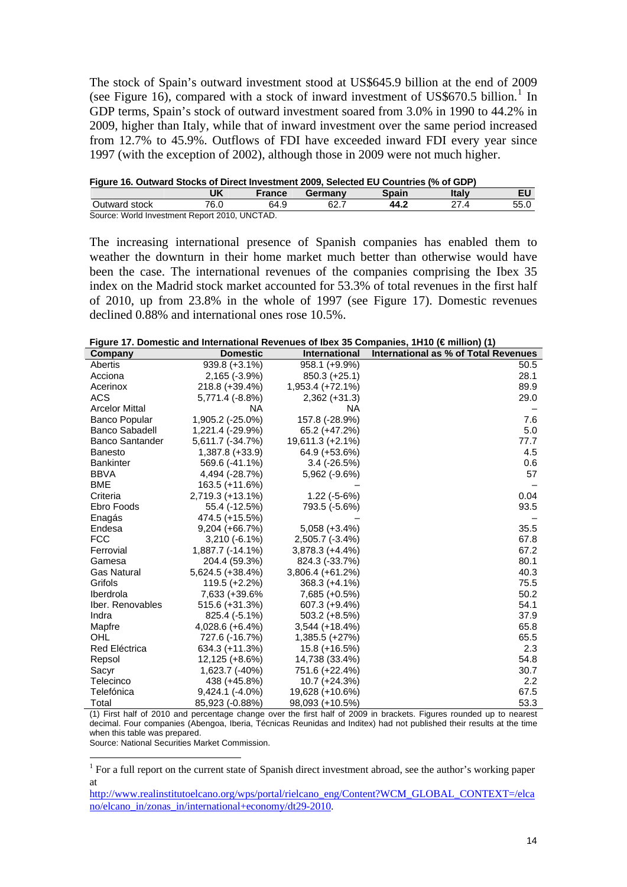The stock of Spain's outward investment stood at US$645.9 billion at the end of 2009 (see Figure 16), compared with a stock of inward investment of US$670.5 billion.[1] In GDP terms, Spain's stock of outward investment soared from 3.0% in 1990 to 44.2% in 2009, higher than Italy, while that of inward investment over the same period increased from 12.7% to 45.9%. Outflows of FDI have exceeded inward FDI every year since 1997 (with the exception of 2002), although those in 2009 were not much higher.

**Figure 16. Outward Stocks of Direct Investment 2009, Selected EU Countries (% of GDP)**

| | UK | France | Germany | Spain | Italy | EU |
|---|---|---|---|---|---|---|
| Outward stock | 76.0 | 64.9 | 62.7 | **44.2** | 27.4 | 55.0 |

Source: World Investment Report 2010, UNCTAD.

The increasing international presence of Spanish companies has enabled them to weather the downturn in their home market much better than otherwise would have been the case. The international revenues of the companies comprising the Ibex 35 index on the Madrid stock market accounted for 53.3% of total revenues in the first half of 2010, up from 23.8% in the whole of 1997 (see Figure 17). Domestic revenues declined 0.88% and international ones rose 10.5%.

**Figure 17. Domestic and International Revenues of Ibex 35 Companies, 1H10 (€ million) (1)**

| Company | Domestic | International | International as % of Total Revenues |
|---|---|---|---|
| Abertis | 939.8 (+3.1%) | 958.1 (+9.9%) | 50.5 |
| Acciona | 2,165 (-3.9%) | 850.3 (+25.1) | 28.1 |
| Acerinox | 218.8 (+39.4%) | 1,953.4 (+72.1%) | 89.9 |
| ACS | 5,771.4 (-8.8%) | 2,362 (+31.3) | 29.0 |
| Arcelor Mittal | NA | NA | – |
| Banco Popular | 1,905.2 (-25.0%) | 157.8 (-28.9%) | 7.6 |
| Banco Sabadell | 1,221.4 (-29.9%) | 65.2 (+47.2%) | 5.0 |
| Banco Santander | 5,611.7 (-34.7%) | 19,611.3 (+2.1%) | 77.7 |
| Banesto | 1,387.8 (+33.9) | 64.9 (+53.6%) | 4.5 |
| Bankinter | 569.6 (-41.1%) | 3.4 (-26.5%) | 0.6 |
| BBVA | 4,494 (-28.7%) | 5,962 (-9.6%) | 57 |
| BME | 163.5 (+11.6%) | – | – |
| Criteria | 2,719.3 (+13.1%) | 1.22 (-5-6%) | 0.04 |
| Ebro Foods | 55.4 (-12.5%) | 793.5 (-5.6%) | 93.5 |
| Enagás | 474.5 (+15.5%) | – | – |
| Endesa | 9,204 (+66.7%) | 5,058 (+3.4%) | 35.5 |
| FCC | 3,210 (-6.1%) | 2,505.7 (-3.4%) | 67.8 |
| Ferrovial | 1,887.7 (-14.1%) | 3,878.3 (+4.4%) | 67.2 |
| Gamesa | 204.4 (59.3%) | 824.3 (-33.7%) | 80.1 |
| Gas Natural | 5,624.5 (+38.4%) | 3,806.4 (+61.2%) | 40.3 |
| Grifols | 119.5 (+2.2%) | 368.3 (+4.1%) | 75.5 |
| Iberdrola | 7,633 (+39.6% | 7,685 (+0.5%) | 50.2 |
| Iber. Renovables | 515.6 (+31.3%) | 607.3 (+9.4%) | 54.1 |
| Indra | 825.4 (-5.1%) | 503.2 (+8.5%) | 37.9 |
| Mapfre | 4,028.6 (+6.4%) | 3,544 (+18.4%) | 65.8 |
| OHL | 727.6 (-16.7%) | 1,385.5 (+27%) | 65.5 |
| Red Eléctrica | 634.3 (+11.3%) | 15.8 (+16.5%) | 2.3 |
| Repsol | 12,125 (+8.6%) | 14,738 (33.4%) | 54.8 |
| Sacyr | 1,623.7 (-40%) | 751.6 (+22.4%) | 30.7 |
| Telecinco | 438 (+45.8%) | 10.7 (+24.3%) | 2.2 |
| Telefónica | 9,424.1 (-4.0%) | 19,628 (+10.6%) | 67.5 |
| Total | 85,923 (-0.88%) | 98,093 (+10.5%) | 53.3 |

(1) First half of 2010 and percentage change over the first half of 2009 in brackets. Figures rounded up to nearest decimal. Four companies (Abengoa, Iberia, Técnicas Reunidas and Inditex) had not published their results at the time when this table was prepared.

Source: National Securities Market Commission.

[1] For a full report on the current state of Spanish direct investment abroad, see the author's working paper at http://www.realinstitutoelcano.org/wps/portal/rielcano_eng/Content?WCM_GLOBAL_CONTEXT=/elcano/elcano_in/zonas_in/international+economy/dt29-2010.